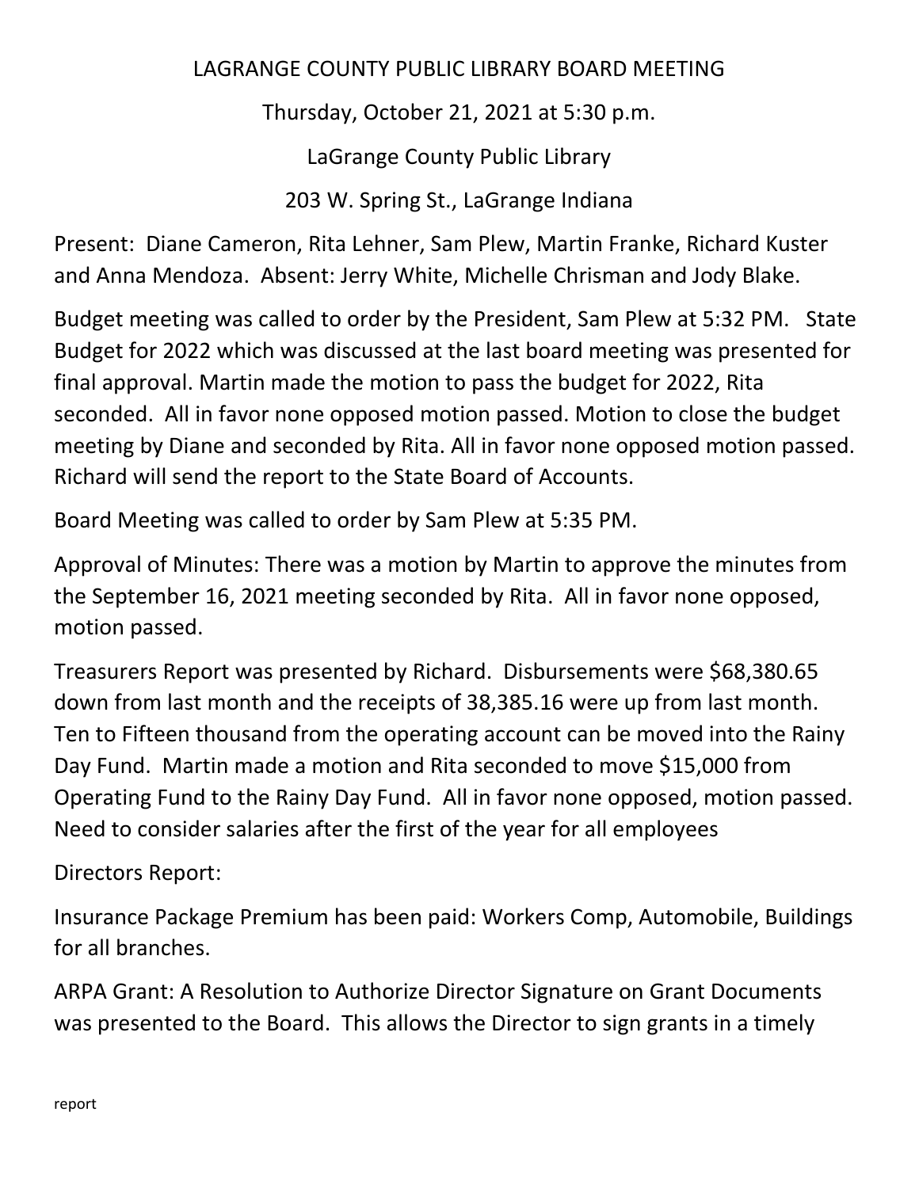LAGRANGE COUNTY PUBLIC LIBRARY BOARD MEETING

Thursday, October 21, 2021 at 5:30 p.m.

LaGrange County Public Library

203 W. Spring St., LaGrange Indiana

Present: Diane Cameron, Rita Lehner, Sam Plew, Martin Franke, Richard Kuster and Anna Mendoza. Absent: Jerry White, Michelle Chrisman and Jody Blake.

Budget meeting was called to order by the President, Sam Plew at 5:32 PM. State Budget for 2022 which was discussed at the last board meeting was presented for final approval. Martin made the motion to pass the budget for 2022, Rita seconded. All in favor none opposed motion passed. Motion to close the budget meeting by Diane and seconded by Rita. All in favor none opposed motion passed. Richard will send the report to the State Board of Accounts.

Board Meeting was called to order by Sam Plew at 5:35 PM.

Approval of Minutes: There was a motion by Martin to approve the minutes from the September 16, 2021 meeting seconded by Rita. All in favor none opposed, motion passed.

Treasurers Report was presented by Richard. Disbursements were $68,380.65 down from last month and the receipts of 38,385.16 were up from last month. Ten to Fifteen thousand from the operating account can be moved into the Rainy Day Fund. Martin made a motion and Rita seconded to move $15,000 from Operating Fund to the Rainy Day Fund. All in favor none opposed, motion passed. Need to consider salaries after the first of the year for all employees

Directors Report:

Insurance Package Premium has been paid: Workers Comp, Automobile, Buildings for all branches.

ARPA Grant: A Resolution to Authorize Director Signature on Grant Documents was presented to the Board. This allows the Director to sign grants in a timely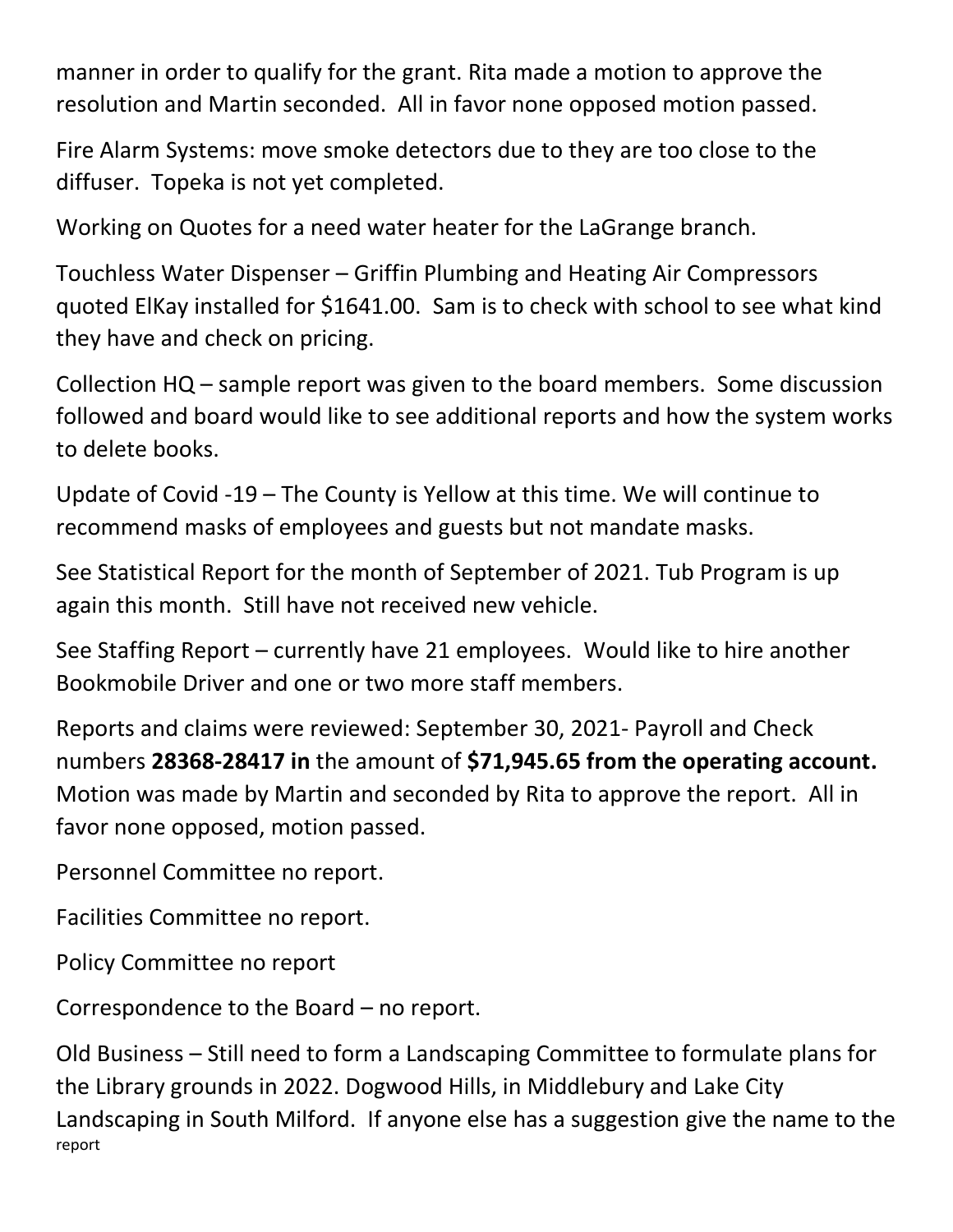manner in order to qualify for the grant. Rita made a motion to approve the resolution and Martin seconded. All in favor none opposed motion passed.

Fire Alarm Systems: move smoke detectors due to they are too close to the diffuser. Topeka is not yet completed.

Working on Quotes for a need water heater for the LaGrange branch.

Touchless Water Dispenser – Griffin Plumbing and Heating Air Compressors quoted ElKay installed for $1641.00. Sam is to check with school to see what kind they have and check on pricing.

Collection HQ – sample report was given to the board members. Some discussion followed and board would like to see additional reports and how the system works to delete books.

Update of Covid -19 – The County is Yellow at this time. We will continue to recommend masks of employees and guests but not mandate masks.

See Statistical Report for the month of September of 2021. Tub Program is up again this month. Still have not received new vehicle.

See Staffing Report – currently have 21 employees. Would like to hire another Bookmobile Driver and one or two more staff members.

Reports and claims were reviewed: September 30, 2021- Payroll and Check numbers **28368-28417 in** the amount of **$71,945.65 from the operating account.** Motion was made by Martin and seconded by Rita to approve the report. All in favor none opposed, motion passed.

Personnel Committee no report.

Facilities Committee no report.

Policy Committee no report

Correspondence to the Board – no report.

Old Business – Still need to form a Landscaping Committee to formulate plans for the Library grounds in 2022. Dogwood Hills, in Middlebury and Lake City Landscaping in South Milford. If anyone else has a suggestion give the name to the report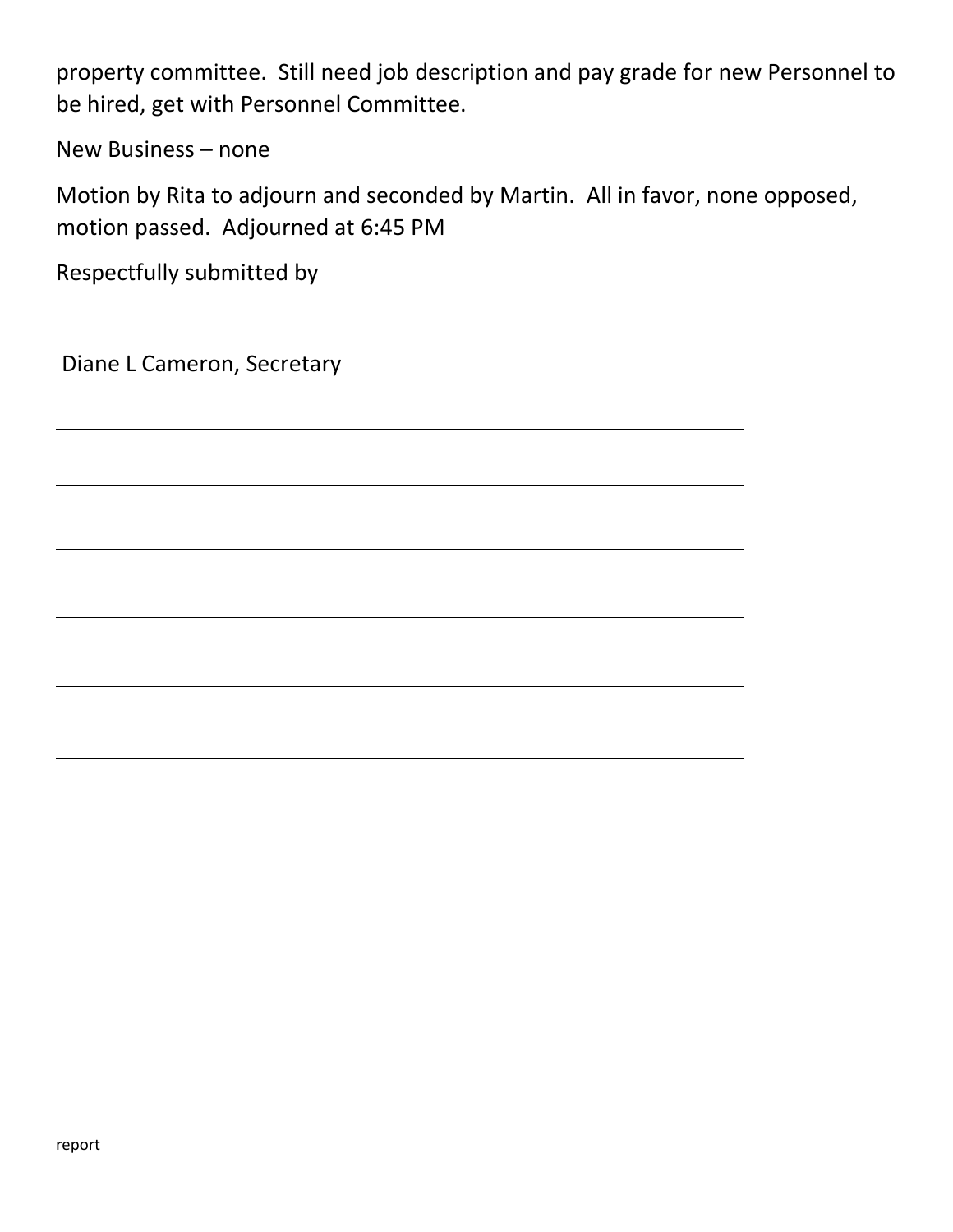property committee. Still need job description and pay grade for new Personnel to be hired, get with Personnel Committee.

New Business – none

Motion by Rita to adjourn and seconded by Martin. All in favor, none opposed, motion passed. Adjourned at 6:45 PM

Respectfully submitted by

Diane L Cameron, Secretary

\_\_\_\_\_\_\_\_\_\_\_\_\_\_\_\_\_\_\_\_\_\_\_\_\_\_\_\_\_\_\_\_\_\_\_\_\_\_\_\_\_\_\_\_\_\_\_\_\_\_\_\_\_\_

\_\_\_\_\_\_\_\_\_\_\_\_\_\_\_\_\_\_\_\_\_\_\_\_\_\_\_\_\_\_\_\_\_\_\_\_\_\_\_\_\_\_\_\_\_\_\_\_\_\_\_\_\_\_

\_\_\_\_\_\_\_\_\_\_\_\_\_\_\_\_\_\_\_\_\_\_\_\_\_\_\_\_\_\_\_\_\_\_\_\_\_\_\_\_\_\_\_\_\_\_\_\_\_\_\_\_\_\_

\_\_\_\_\_\_\_\_\_\_\_\_\_\_\_\_\_\_\_\_\_\_\_\_\_\_\_\_\_\_\_\_\_\_\_\_\_\_\_\_\_\_\_\_\_\_\_\_\_\_\_\_\_\_

\_\_\_\_\_\_\_\_\_\_\_\_\_\_\_\_\_\_\_\_\_\_\_\_\_\_\_\_\_\_\_\_\_\_\_\_\_\_\_\_\_\_\_\_\_\_\_\_\_\_\_\_\_\_

\_\_\_\_\_\_\_\_\_\_\_\_\_\_\_\_\_\_\_\_\_\_\_\_\_\_\_\_\_\_\_\_\_\_\_\_\_\_\_\_\_\_\_\_\_\_\_\_\_\_\_\_\_\_